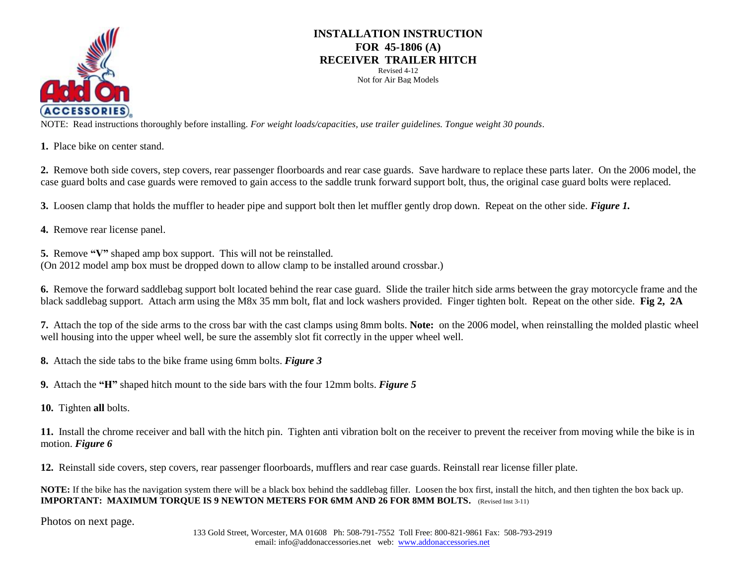# INSTALLATION INSTRUCTION
# FOR 45-1806 (A)
# RECEIVER TRAILER HITCH

Revised 4-12

Not for Air Bag Models

NOTE: Read instructions thoroughly before installing. *For weight loads/capacities, use trailer guidelines. Tongue weight 30 pounds*.

**1.** Place bike on center stand.

**2.** Remove both side covers, step covers, rear passenger floorboards and rear case guards. Save hardware to replace these parts later. On the 2006 model, the case guard bolts and case guards were removed to gain access to the saddle trunk forward support bolt, thus, the original case guard bolts were replaced.

**3.** Loosen clamp that holds the muffler to header pipe and support bolt then let muffler gently drop down. Repeat on the other side. ***Figure 1.***

**4.** Remove rear license panel.

**5.** Remove **"V"** shaped amp box support. This will not be reinstalled.
(On 2012 model amp box must be dropped down to allow clamp to be installed around crossbar.)

**6.** Remove the forward saddlebag support bolt located behind the rear case guard. Slide the trailer hitch side arms between the gray motorcycle frame and the black saddlebag support. Attach arm using the M8x 35 mm bolt, flat and lock washers provided. Finger tighten bolt. Repeat on the other side. **Fig 2, 2A**

**7.** Attach the top of the side arms to the cross bar with the cast clamps using 8mm bolts. **Note:** on the 2006 model, when reinstalling the molded plastic wheel well housing into the upper wheel well, be sure the assembly slot fit correctly in the upper wheel well.

**8.** Attach the side tabs to the bike frame using 6mm bolts. ***Figure 3***

**9.** Attach the **"H"** shaped hitch mount to the side bars with the four 12mm bolts. ***Figure 5***

**10.** Tighten **all** bolts.

**11.** Install the chrome receiver and ball with the hitch pin. Tighten anti vibration bolt on the receiver to prevent the receiver from moving while the bike is in motion. ***Figure 6***

**12.** Reinstall side covers, step covers, rear passenger floorboards, mufflers and rear case guards. Reinstall rear license filler plate.

**NOTE:** If the bike has the navigation system there will be a black box behind the saddlebag filler. Loosen the box first, install the hitch, and then tighten the box back up.
**IMPORTANT: MAXIMUM TORQUE IS 9 NEWTON METERS FOR 6MM AND 26 FOR 8MM BOLTS.** (Revised Inst 3-11)

Photos on next page.

133 Gold Street, Worcester, MA 01608 Ph: 508-791-7552 Toll Free: 800-821-9861 Fax: 508-793-2919
email: info@addonaccessories.net web: [www.addonaccessories.net](http://www.addonaccessories.net)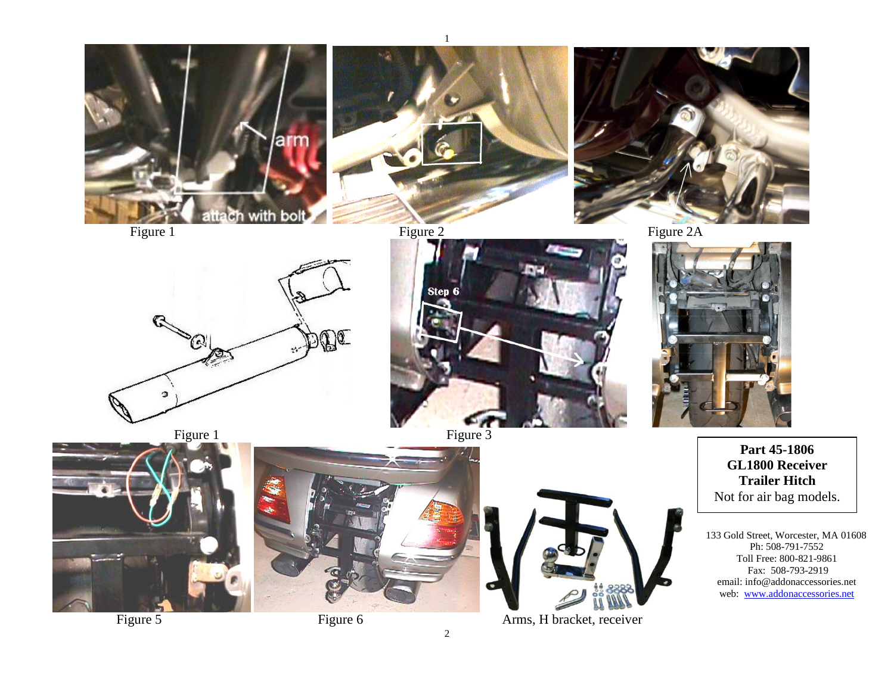Figure 1

Figure 2

Figure 2A

Figure 1

Figure 3

Figure 5

Figure 6

Arms, H bracket, receiver

**Part 45-1806**
**GL1800 Receiver**
**Trailer Hitch**
Not for air bag models.

133 Gold Street, Worcester, MA 01608
Ph: 508-791-7552
Toll Free: 800-821-9861
Fax: 508-793-2919
email: info@addonaccessories.net
web: www.addonaccessories.net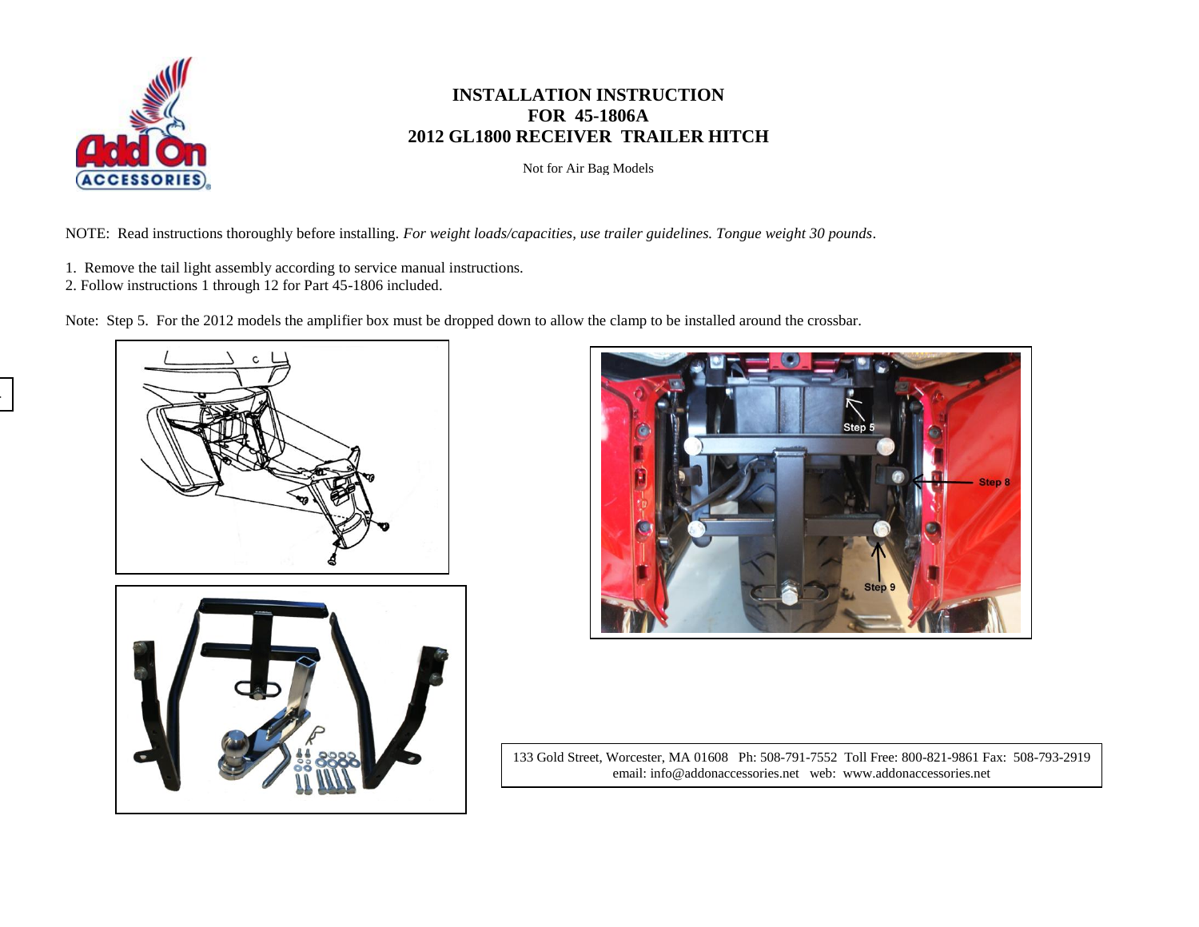# INSTALLATION INSTRUCTION
# FOR 45-1806A
# 2012 GL1800 RECEIVER TRAILER HITCH

Not for Air Bag Models

NOTE: Read instructions thoroughly before installing. *For weight loads/capacities, use trailer guidelines. Tongue weight 30 pounds*.

1. Remove the tail light assembly according to service manual instructions.
2. Follow instructions 1 through 12 for Part 45-1806 included.

Note: Step 5. For the 2012 models the amplifier box must be dropped down to allow the clamp to be installed around the crossbar.

Step 5

Step 8

Step 9

133 Gold Street, Worcester, MA 01608 Ph: 508-791-7552 Toll Free: 800-821-9861 Fax: 508-793-2919
email: info@addonaccessories.net web: www.addonaccessories.net